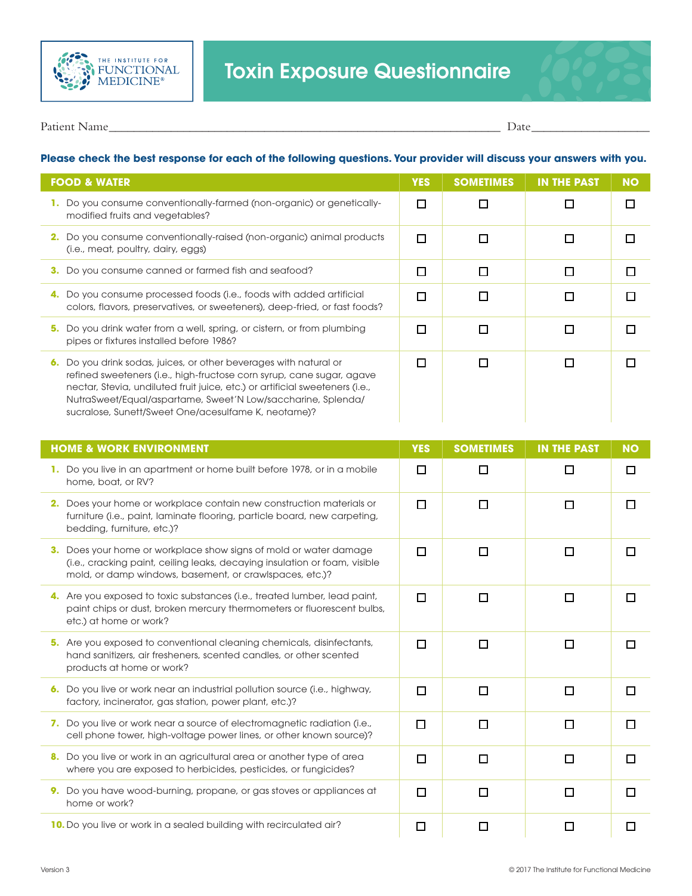# Toxin Exposure Questionnaire

THE INSTITUTE FOR FUNCTIONAL MEDICINE®

Patient Name_______________________________________________ Date_______________

**Please check the best response for each of the following questions. Your provider will discuss your answers with you.**

| FOOD & WATER | YES | SOMETIMES | IN THE PAST | NO |
|---|---|---|---|---|
| **1.** Do you consume conventionally-farmed (non-organic) or genetically-modified fruits and vegetables? | ☐ | ☐ | ☐ | ☐ |
| **2.** Do you consume conventionally-raised (non-organic) animal products (i.e., meat, poultry, dairy, eggs) | ☐ | ☐ | ☐ | ☐ |
| **3.** Do you consume canned or farmed fish and seafood? | ☐ | ☐ | ☐ | ☐ |
| **4.** Do you consume processed foods (i.e., foods with added artificial colors, flavors, preservatives, or sweeteners), deep-fried, or fast foods? | ☐ | ☐ | ☐ | ☐ |
| **5.** Do you drink water from a well, spring, or cistern, or from plumbing pipes or fixtures installed before 1986? | ☐ | ☐ | ☐ | ☐ |
| **6.** Do you drink sodas, juices, or other beverages with natural or refined sweeteners (i.e., high-fructose corn syrup, cane sugar, agave nectar, Stevia, undiluted fruit juice, etc.) or artificial sweeteners (i.e., NutraSweet/Equal/aspartame, Sweet'N Low/saccharine, Splenda/sucralose, Sunett/Sweet One/acesulfame K, neotame)? | ☐ | ☐ | ☐ | ☐ |

| HOME & WORK ENVIRONMENT | YES | SOMETIMES | IN THE PAST | NO |
|---|---|---|---|---|
| **1.** Do you live in an apartment or home built before 1978, or in a mobile home, boat, or RV? | ☐ | ☐ | ☐ | ☐ |
| **2.** Does your home or workplace contain new construction materials or furniture (i.e., paint, laminate flooring, particle board, new carpeting, bedding, furniture, etc.)? | ☐ | ☐ | ☐ | ☐ |
| **3.** Does your home or workplace show signs of mold or water damage (i.e., cracking paint, ceiling leaks, decaying insulation or foam, visible mold, or damp windows, basement, or crawlspaces, etc.)? | ☐ | ☐ | ☐ | ☐ |
| **4.** Are you exposed to toxic substances (i.e., treated lumber, lead paint, paint chips or dust, broken mercury thermometers or fluorescent bulbs, etc.) at home or work? | ☐ | ☐ | ☐ | ☐ |
| **5.** Are you exposed to conventional cleaning chemicals, disinfectants, hand sanitizers, air fresheners, scented candles, or other scented products at home or work? | ☐ | ☐ | ☐ | ☐ |
| **6.** Do you live or work near an industrial pollution source (i.e., highway, factory, incinerator, gas station, power plant, etc.)? | ☐ | ☐ | ☐ | ☐ |
| **7.** Do you live or work near a source of electromagnetic radiation (i.e., cell phone tower, high-voltage power lines, or other known source)? | ☐ | ☐ | ☐ | ☐ |
| **8.** Do you live or work in an agricultural area or another type of area where you are exposed to herbicides, pesticides, or fungicides? | ☐ | ☐ | ☐ | ☐ |
| **9.** Do you have wood-burning, propane, or gas stoves or appliances at home or work? | ☐ | ☐ | ☐ | ☐ |
| **10.** Do you live or work in a sealed building with recirculated air? | ☐ | ☐ | ☐ | ☐ |

Version 3

© 2017 The Institute for Functional Medicine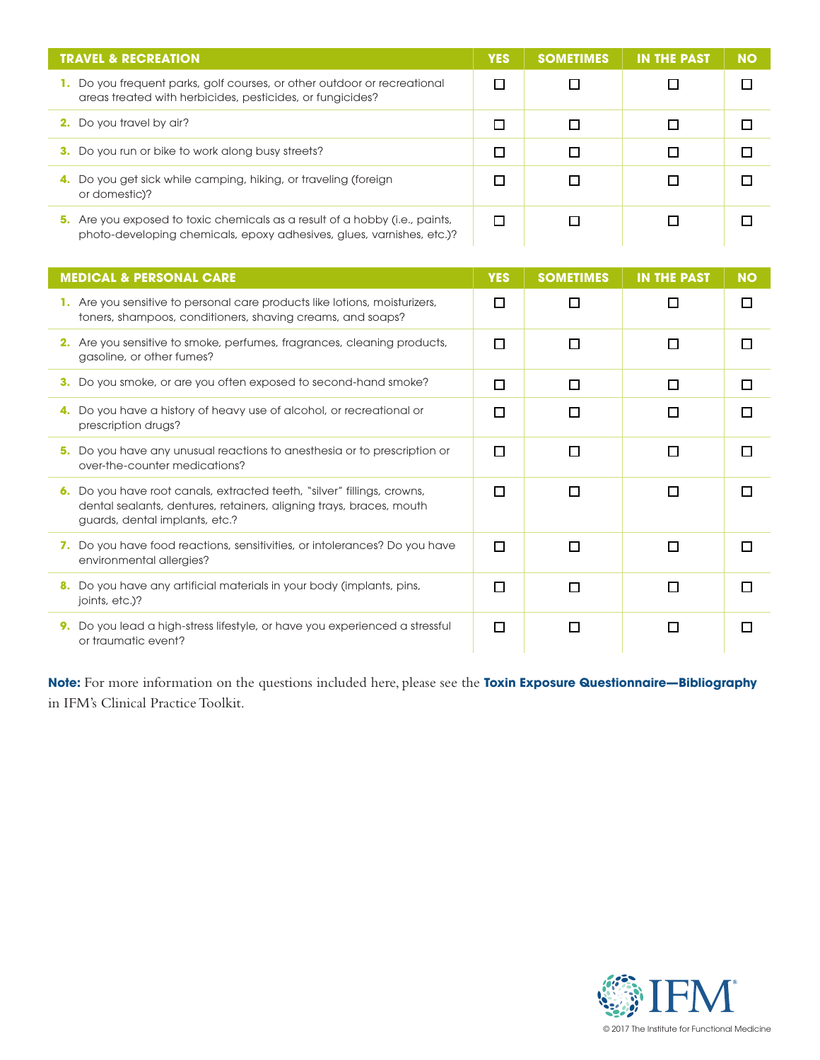| TRAVEL & RECREATION | YES | SOMETIMES | IN THE PAST | NO |
|---|---|---|---|---|
| **1.** Do you frequent parks, golf courses, or other outdoor or recreational areas treated with herbicides, pesticides, or fungicides? | ☐ | ☐ | ☐ | ☐ |
| **2.** Do you travel by air? | ☐ | ☐ | ☐ | ☐ |
| **3.** Do you run or bike to work along busy streets? | ☐ | ☐ | ☐ | ☐ |
| **4.** Do you get sick while camping, hiking, or traveling (foreign or domestic)? | ☐ | ☐ | ☐ | ☐ |
| **5.** Are you exposed to toxic chemicals as a result of a hobby (i.e., paints, photo-developing chemicals, epoxy adhesives, glues, varnishes, etc.)? | ☐ | ☐ | ☐ | ☐ |

| MEDICAL & PERSONAL CARE | YES | SOMETIMES | IN THE PAST | NO |
|---|---|---|---|---|
| **1.** Are you sensitive to personal care products like lotions, moisturizers, toners, shampoos, conditioners, shaving creams, and soaps? | ☐ | ☐ | ☐ | ☐ |
| **2.** Are you sensitive to smoke, perfumes, fragrances, cleaning products, gasoline, or other fumes? | ☐ | ☐ | ☐ | ☐ |
| **3.** Do you smoke, or are you often exposed to second-hand smoke? | ☐ | ☐ | ☐ | ☐ |
| **4.** Do you have a history of heavy use of alcohol, or recreational or prescription drugs? | ☐ | ☐ | ☐ | ☐ |
| **5.** Do you have any unusual reactions to anesthesia or to prescription or over-the-counter medications? | ☐ | ☐ | ☐ | ☐ |
| **6.** Do you have root canals, extracted teeth, "silver" fillings, crowns, dental sealants, dentures, retainers, aligning trays, braces, mouth guards, dental implants, etc.? | ☐ | ☐ | ☐ | ☐ |
| **7.** Do you have food reactions, sensitivities, or intolerances? Do you have environmental allergies? | ☐ | ☐ | ☐ | ☐ |
| **8.** Do you have any artificial materials in your body (implants, pins, joints, etc.)? | ☐ | ☐ | ☐ | ☐ |
| **9.** Do you lead a high-stress lifestyle, or have you experienced a stressful or traumatic event? | ☐ | ☐ | ☐ | ☐ |

**Note:** For more information on the questions included here, please see the **Toxin Exposure Questionnaire—Bibliography** in IFM's Clinical Practice Toolkit.

IFM

© 2017 The Institute for Functional Medicine